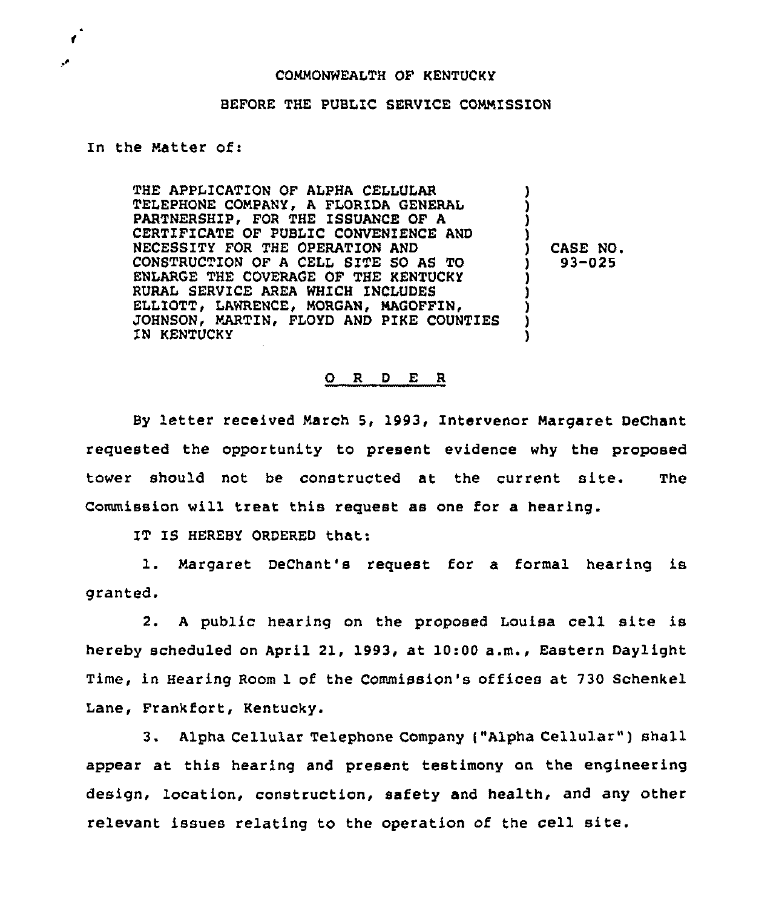COMMONWEALTH OF KENTUCKY

BEFORE THE PUBLIC SERVICE COMMISSION

In the Matter of:

THE APPLICATION OF ALPHA CELLULAR TELEPHONE COMPANY, A FLORIDA GENERAL PARTNERSHIP, FOR THE ISSUANCE OF A CERTIFICATE OF PUBLIC CONVENIENCE AND NECESSITY FOR THE OPERATION AND CONSTRUCTION OF A CELL SITE SO AS TO ENLARGE THE COVERAGE OF THE KENTUCKY RURAL SERVICE AREA WHICH INCLUDES ELLIOTT, LAWRENCE, MORGAN, MAGOFFIN, JOHNSON, MARTIN, FLOYD AND PIKE COUNTIES IN KENTUCKY

) CASE NO. 93-025

O R D E R

By letter received March 5, 1993, Intervenor Margaret DeChant requested the opportunity to present evidence why the proposed tower should not be constructed at the current site. The Commission will treat this request as one for a hearing.

IT IS HEREBY ORDERED that:

1. Margaret DeChant's request for a formal hearing is granted.

2. A public hearing on the proposed Louisa cell site is hereby scheduled on April 21, 1993, at 10:00 a.m., Eastern Daylight Time, in Hearing Room 1 of the Commission's offices at 730 Schenkel Lane, Frankfort, Kentucky.

3. Alpha Cellular Telephone Company ("Alpha Cellular") shall appear at this hearing and present testimony on the engineering design, location, construction, safety and health, and any other relevant issues relating to the operation of the cell site.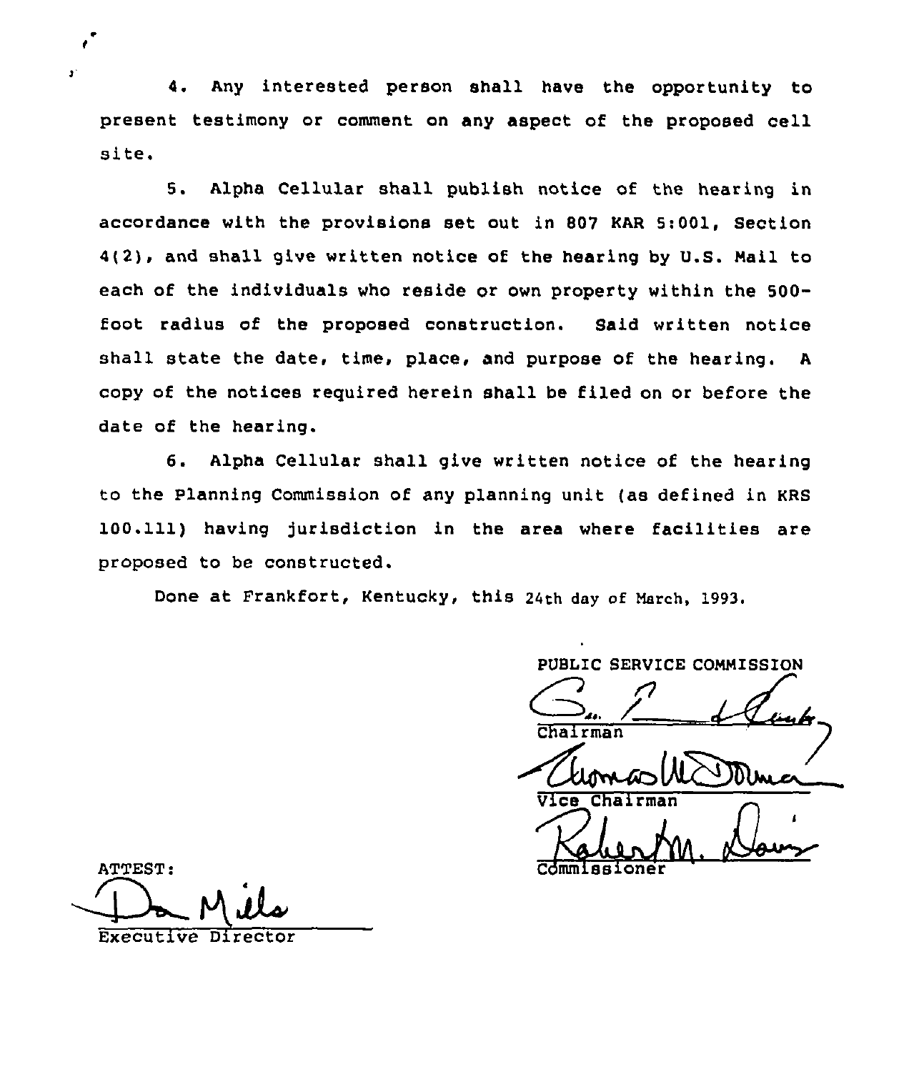4. Any interested person shall have the opportunity to present testimony or comment on any aspect of the proposed cell site.

5. Alpha Cellular shall publish notice of the hearing in accordance with the provisions set out in 807 KAR 5:001, Section 4(2), and shall give written notice of the hearing by U.S. Mail to each of the individuals who reside or own property within the 500-foot radius of the proposed construction. Said written notice shall state the date, time, place, and purpose of the hearing. A copy of the notices required herein shall be filed on or before the date of the hearing.

6. Alpha Cellular shall give written notice of the hearing to the Planning Commission of any planning unit (as defined in KRS 100.111) having jurisdiction in the area where facilities are proposed to be constructed.

Done at Frankfort, Kentucky, this 24th day of March, 1993.

PUBLIC SERVICE COMMISSION

Chairman

Vice Chairman

Commissioner

ATTEST:

Executive Director